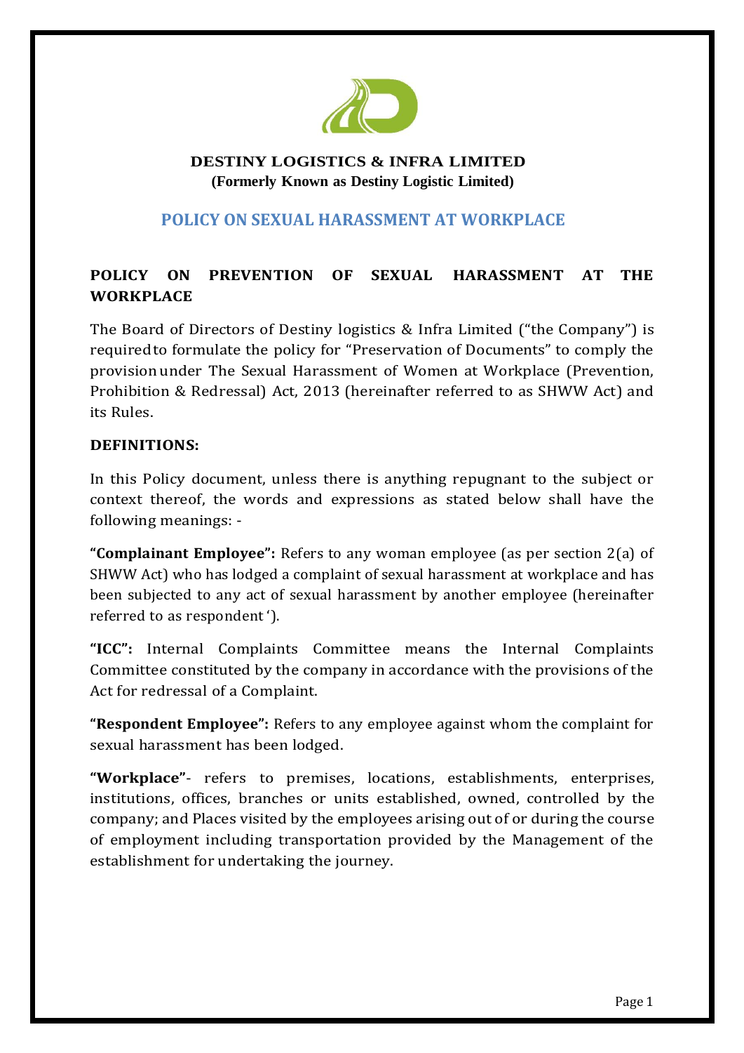**DESTINY LOGISTICS & INFRA LIMITED**
**(Formerly Known as Destiny Logistic Limited)**

# POLICY ON SEXUAL HARASSMENT AT WORKPLACE

## POLICY ON PREVENTION OF SEXUAL HARASSMENT AT THE WORKPLACE

The Board of Directors of Destiny logistics & Infra Limited ("the Company") is required to formulate the policy for "Preservation of Documents" to comply the provision under The Sexual Harassment of Women at Workplace (Prevention, Prohibition & Redressal) Act, 2013 (hereinafter referred to as SHWW Act) and its Rules.

## DEFINITIONS:

In this Policy document, unless there is anything repugnant to the subject or context thereof, the words and expressions as stated below shall have the following meanings: -

**"Complainant Employee":** Refers to any woman employee (as per section 2(a) of SHWW Act) who has lodged a complaint of sexual harassment at workplace and has been subjected to any act of sexual harassment by another employee (hereinafter referred to as respondent ').

**"ICC":** Internal Complaints Committee means the Internal Complaints Committee constituted by the company in accordance with the provisions of the Act for redressal of a Complaint.

**"Respondent Employee":** Refers to any employee against whom the complaint for sexual harassment has been lodged.

**"Workplace"**- refers to premises, locations, establishments, enterprises, institutions, offices, branches or units established, owned, controlled by the company; and Places visited by the employees arising out of or during the course of employment including transportation provided by the Management of the establishment for undertaking the journey.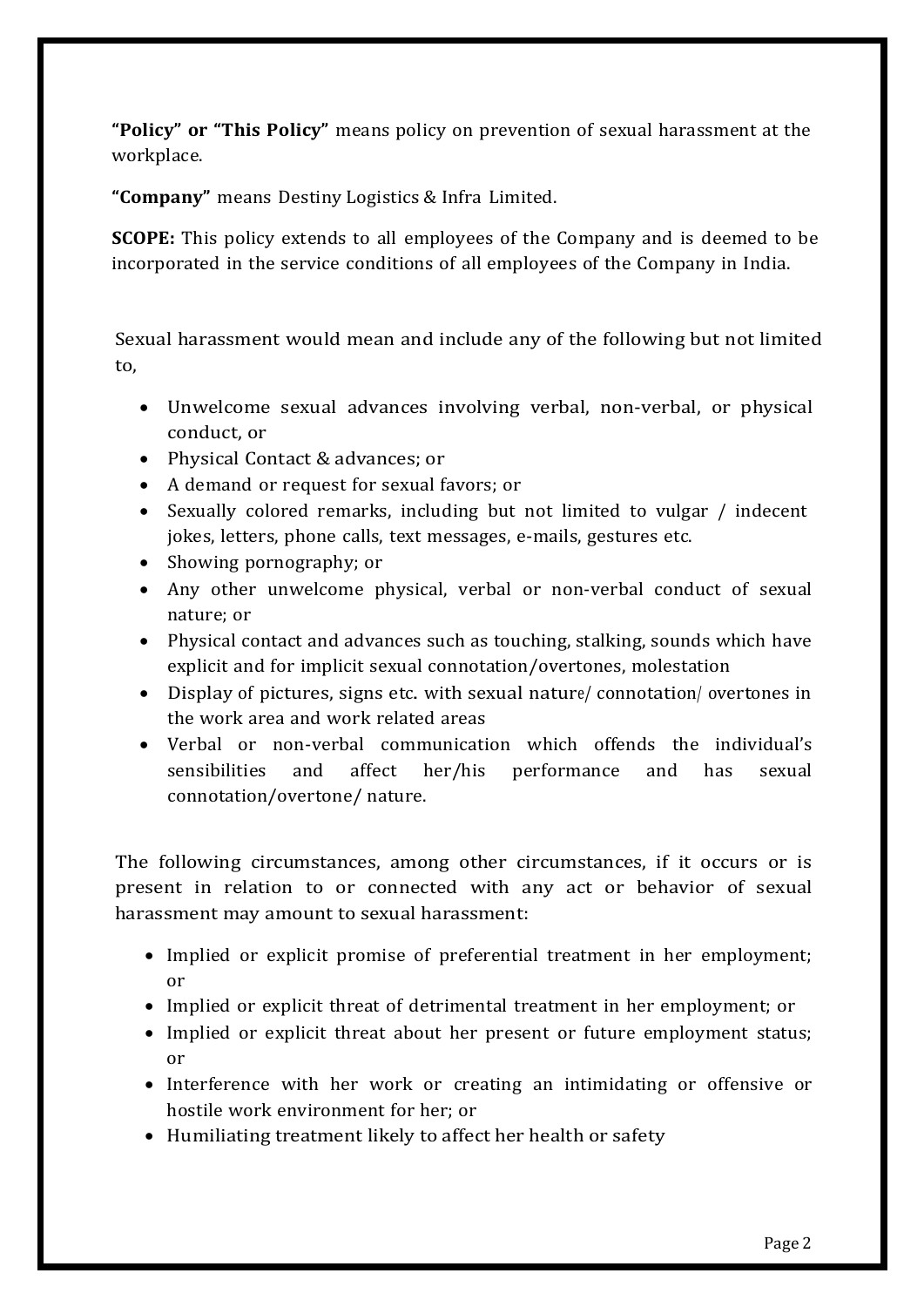**"Policy" or "This Policy"** means policy on prevention of sexual harassment at the workplace.

**"Company"** means Destiny Logistics & Infra Limited.

**SCOPE:** This policy extends to all employees of the Company and is deemed to be incorporated in the service conditions of all employees of the Company in India.

Sexual harassment would mean and include any of the following but not limited to,

- Unwelcome sexual advances involving verbal, non-verbal, or physical conduct, or
- Physical Contact & advances; or
- A demand or request for sexual favors; or
- Sexually colored remarks, including but not limited to vulgar / indecent jokes, letters, phone calls, text messages, e-mails, gestures etc.
- Showing pornography; or
- Any other unwelcome physical, verbal or non-verbal conduct of sexual nature; or
- Physical contact and advances such as touching, stalking, sounds which have explicit and for implicit sexual connotation/overtones, molestation
- Display of pictures, signs etc. with sexual nature/ connotation/ overtones in the work area and work related areas
- Verbal or non-verbal communication which offends the individual's sensibilities and affect her/his performance and has sexual connotation/overtone/ nature.

The following circumstances, among other circumstances, if it occurs or is present in relation to or connected with any act or behavior of sexual harassment may amount to sexual harassment:

- Implied or explicit promise of preferential treatment in her employment; or
- Implied or explicit threat of detrimental treatment in her employment; or
- Implied or explicit threat about her present or future employment status; or
- Interference with her work or creating an intimidating or offensive or hostile work environment for her; or
- Humiliating treatment likely to affect her health or safety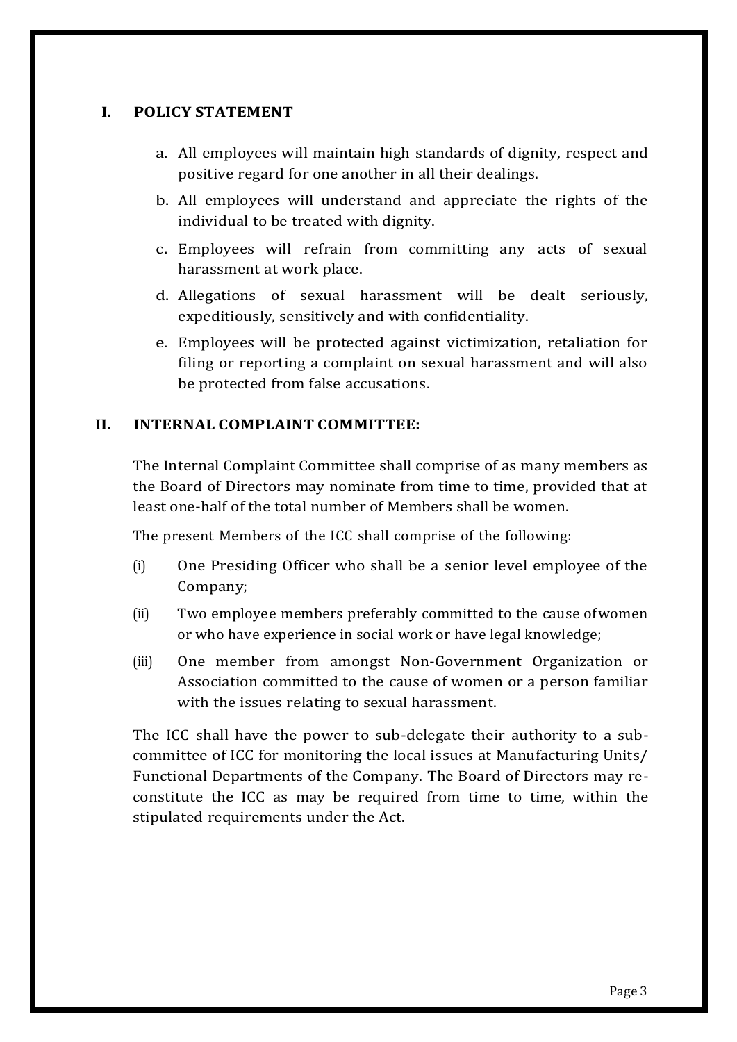## I. POLICY STATEMENT

a. All employees will maintain high standards of dignity, respect and positive regard for one another in all their dealings.

b. All employees will understand and appreciate the rights of the individual to be treated with dignity.

c. Employees will refrain from committing any acts of sexual harassment at work place.

d. Allegations of sexual harassment will be dealt seriously, expeditiously, sensitively and with confidentiality.

e. Employees will be protected against victimization, retaliation for filing or reporting a complaint on sexual harassment and will also be protected from false accusations.

## II. INTERNAL COMPLAINT COMMITTEE:

The Internal Complaint Committee shall comprise of as many members as the Board of Directors may nominate from time to time, provided that at least one-half of the total number of Members shall be women.

The present Members of the ICC shall comprise of the following:

(i) One Presiding Officer who shall be a senior level employee of the Company;

(ii) Two employee members preferably committed to the cause of women or who have experience in social work or have legal knowledge;

(iii) One member from amongst Non-Government Organization or Association committed to the cause of women or a person familiar with the issues relating to sexual harassment.

The ICC shall have the power to sub-delegate their authority to a sub-committee of ICC for monitoring the local issues at Manufacturing Units/ Functional Departments of the Company. The Board of Directors may re-constitute the ICC as may be required from time to time, within the stipulated requirements under the Act.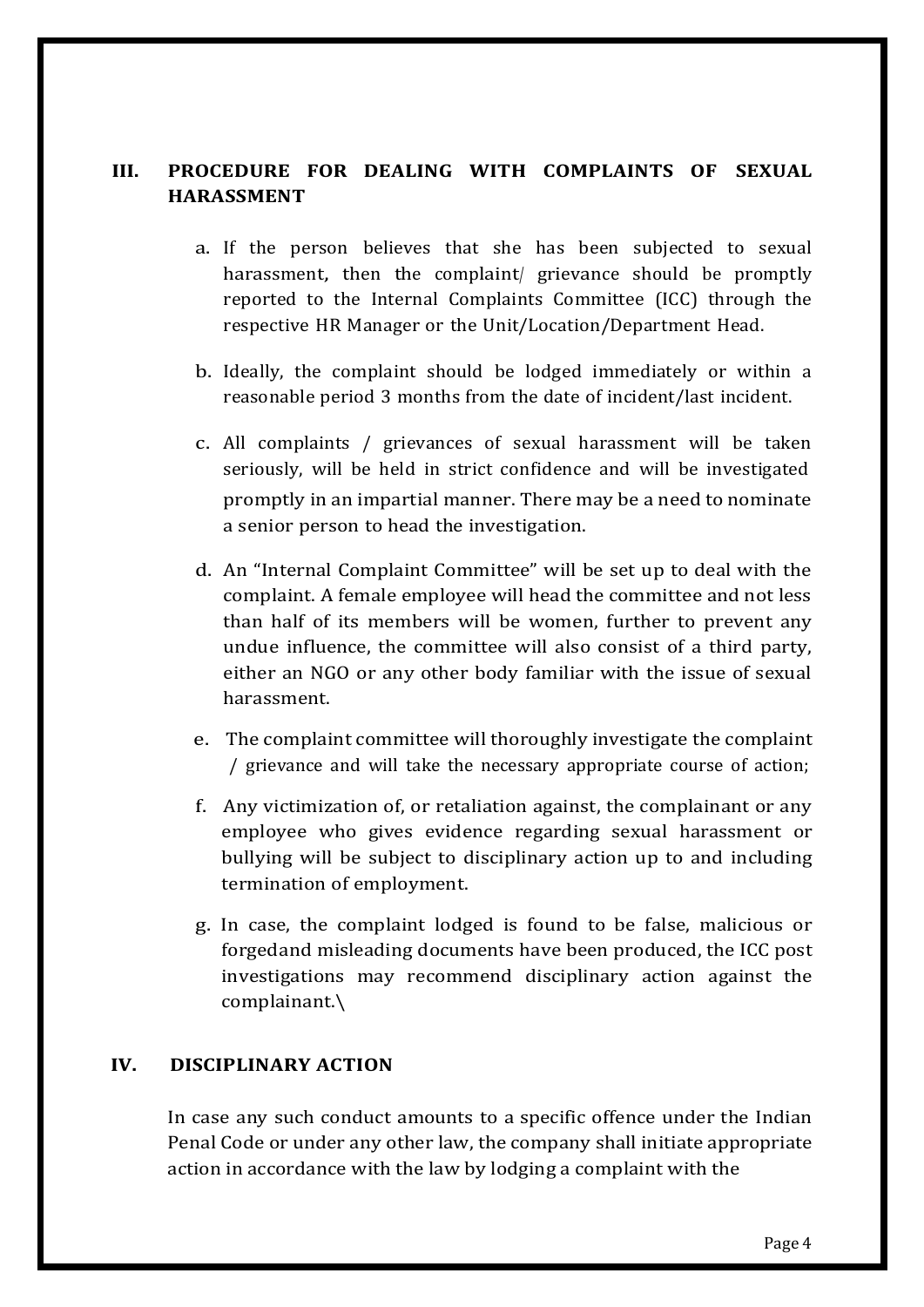## III. PROCEDURE FOR DEALING WITH COMPLAINTS OF SEXUAL HARASSMENT

a. If the person believes that she has been subjected to sexual harassment, then the complaint/ grievance should be promptly reported to the Internal Complaints Committee (ICC) through the respective HR Manager or the Unit/Location/Department Head.

b. Ideally, the complaint should be lodged immediately or within a reasonable period 3 months from the date of incident/last incident.

c. All complaints / grievances of sexual harassment will be taken seriously, will be held in strict confidence and will be investigated promptly in an impartial manner. There may be a need to nominate a senior person to head the investigation.

d. An "Internal Complaint Committee" will be set up to deal with the complaint. A female employee will head the committee and not less than half of its members will be women, further to prevent any undue influence, the committee will also consist of a third party, either an NGO or any other body familiar with the issue of sexual harassment.

e. The complaint committee will thoroughly investigate the complaint / grievance and will take the necessary appropriate course of action;

f. Any victimization of, or retaliation against, the complainant or any employee who gives evidence regarding sexual harassment or bullying will be subject to disciplinary action up to and including termination of employment.

g. In case, the complaint lodged is found to be false, malicious or forgedand misleading documents have been produced, the ICC post investigations may recommend disciplinary action against the complainant.\

## IV. DISCIPLINARY ACTION

In case any such conduct amounts to a specific offence under the Indian Penal Code or under any other law, the company shall initiate appropriate action in accordance with the law by lodging a complaint with the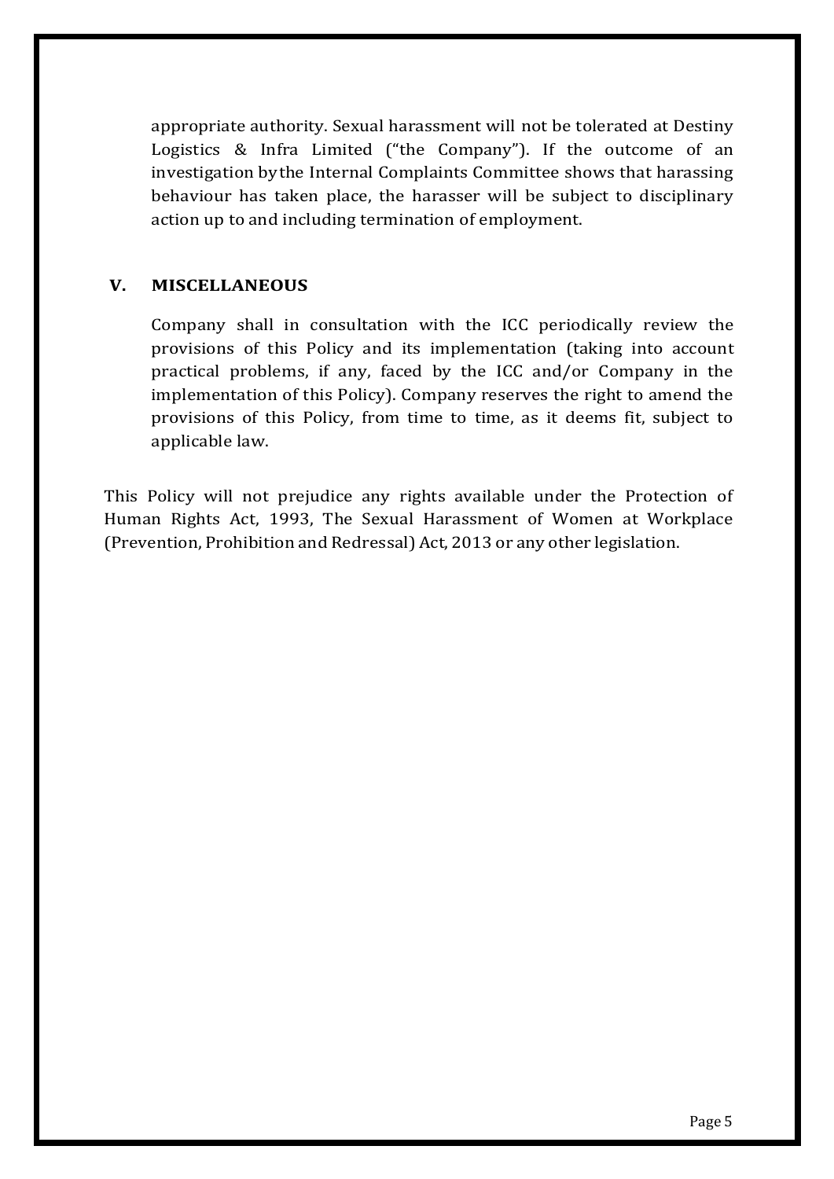appropriate authority. Sexual harassment will not be tolerated at Destiny Logistics & Infra Limited ("the Company"). If the outcome of an investigation by the Internal Complaints Committee shows that harassing behaviour has taken place, the harasser will be subject to disciplinary action up to and including termination of employment.

## V. MISCELLANEOUS

Company shall in consultation with the ICC periodically review the provisions of this Policy and its implementation (taking into account practical problems, if any, faced by the ICC and/or Company in the implementation of this Policy). Company reserves the right to amend the provisions of this Policy, from time to time, as it deems fit, subject to applicable law.

This Policy will not prejudice any rights available under the Protection of Human Rights Act, 1993, The Sexual Harassment of Women at Workplace (Prevention, Prohibition and Redressal) Act, 2013 or any other legislation.